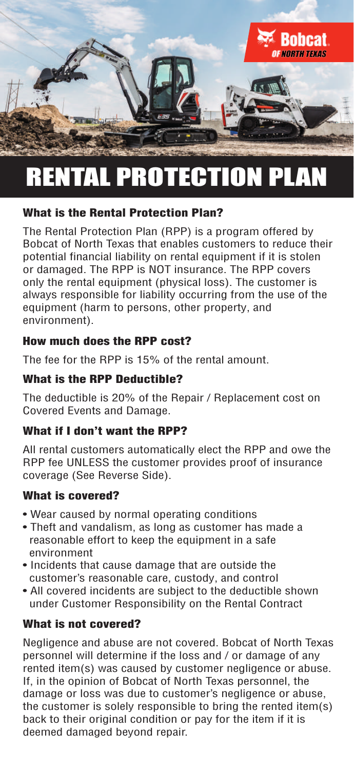# RENTAL PROTECTION PLAN

## What is the Rental Protection Plan?

The Rental Protection Plan (RPP) is a program offered by Bobcat of North Texas that enables customers to reduce their potential financial liability on rental equipment if it is stolen or damaged. The RPP is NOT insurance. The RPP covers only the rental equipment (physical loss). The customer is always responsible for liability occurring from the use of the equipment (harm to persons, other property, and environment).

## How much does the RPP cost?

The fee for the RPP is 15% of the rental amount.

## What is the RPP Deductible?

The deductible is 20% of the Repair / Replacement cost on Covered Events and Damage.

## What if I don't want the RPP?

All rental customers automatically elect the RPP and owe the RPP fee UNLESS the customer provides proof of insurance coverage (See Reverse Side).

## What is covered?

- Wear caused by normal operating conditions
- Theft and vandalism, as long as customer has made a reasonable effort to keep the equipment in a safe environment
- Incidents that cause damage that are outside the customer's reasonable care, custody, and control
- All covered incidents are subject to the deductible shown under Customer Responsibility on the Rental Contract

## What is not covered?

Negligence and abuse are not covered. Bobcat of North Texas personnel will determine if the loss and / or damage of any rented item(s) was caused by customer negligence or abuse. If, in the opinion of Bobcat of North Texas personnel, the damage or loss was due to customer's negligence or abuse, the customer is solely responsible to bring the rented item(s) back to their original condition or pay for the item if it is deemed damaged beyond repair.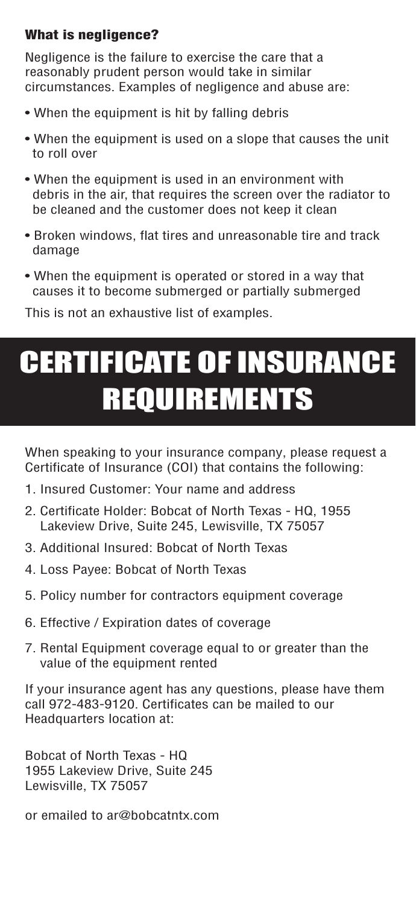### What is negligence?

Negligence is the failure to exercise the care that a reasonably prudent person would take in similar circumstances. Examples of negligence and abuse are:

- When the equipment is hit by falling debris
- When the equipment is used on a slope that causes the unit to roll over
- When the equipment is used in an environment with debris in the air, that requires the screen over the radiator to be cleaned and the customer does not keep it clean
- Broken windows, flat tires and unreasonable tire and track damage
- When the equipment is operated or stored in a way that causes it to become submerged or partially submerged

This is not an exhaustive list of examples.

# CERTIFICATE OF INSURANCE REQUIREMENTS

When speaking to your insurance company, please request a Certificate of Insurance (COI) that contains the following:

1. Insured Customer: Your name and address
2. Certificate Holder: Bobcat of North Texas - HQ, 1955 Lakeview Drive, Suite 245, Lewisville, TX 75057
3. Additional Insured: Bobcat of North Texas
4. Loss Payee: Bobcat of North Texas
5. Policy number for contractors equipment coverage
6. Effective / Expiration dates of coverage
7. Rental Equipment coverage equal to or greater than the value of the equipment rented

If your insurance agent has any questions, please have them call 972-483-9120. Certificates can be mailed to our Headquarters location at:

Bobcat of North Texas - HQ
1955 Lakeview Drive, Suite 245
Lewisville, TX 75057

or emailed to ar@bobcatntx.com